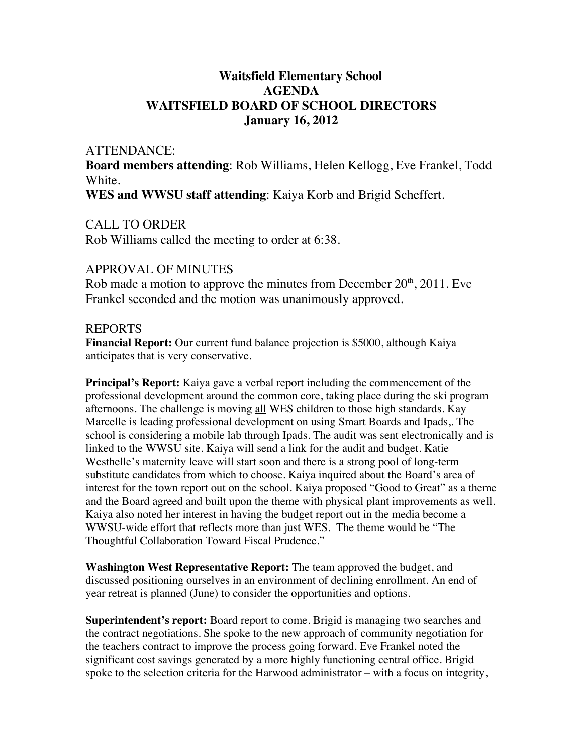# Waitsfield Elementary School
## AGENDA
## WAITSFIELD BOARD OF SCHOOL DIRECTORS
## January 16, 2012

ATTENDANCE:

**Board members attending**: Rob Williams, Helen Kellogg, Eve Frankel, Todd White.

**WES and WWSU staff attending**: Kaiya Korb and Brigid Scheffert.

CALL TO ORDER

Rob Williams called the meeting to order at 6:38.

APPROVAL OF MINUTES

Rob made a motion to approve the minutes from December 20th, 2011. Eve Frankel seconded and the motion was unanimously approved.

REPORTS

**Financial Report:** Our current fund balance projection is $5000, although Kaiya anticipates that is very conservative.

**Principal's Report:** Kaiya gave a verbal report including the commencement of the professional development around the common core, taking place during the ski program afternoons. The challenge is moving <u>all</u> WES children to those high standards. Kay Marcelle is leading professional development on using Smart Boards and Ipads,. The school is considering a mobile lab through Ipads. The audit was sent electronically and is linked to the WWSU site. Kaiya will send a link for the audit and budget. Katie Westhelle's maternity leave will start soon and there is a strong pool of long-term substitute candidates from which to choose. Kaiya inquired about the Board's area of interest for the town report out on the school. Kaiya proposed "Good to Great" as a theme and the Board agreed and built upon the theme with physical plant improvements as well. Kaiya also noted her interest in having the budget report out in the media become a WWSU-wide effort that reflects more than just WES. The theme would be "The Thoughtful Collaboration Toward Fiscal Prudence."

**Washington West Representative Report:** The team approved the budget, and discussed positioning ourselves in an environment of declining enrollment. An end of year retreat is planned (June) to consider the opportunities and options.

**Superintendent's report:** Board report to come. Brigid is managing two searches and the contract negotiations. She spoke to the new approach of community negotiation for the teachers contract to improve the process going forward. Eve Frankel noted the significant cost savings generated by a more highly functioning central office. Brigid spoke to the selection criteria for the Harwood administrator – with a focus on integrity,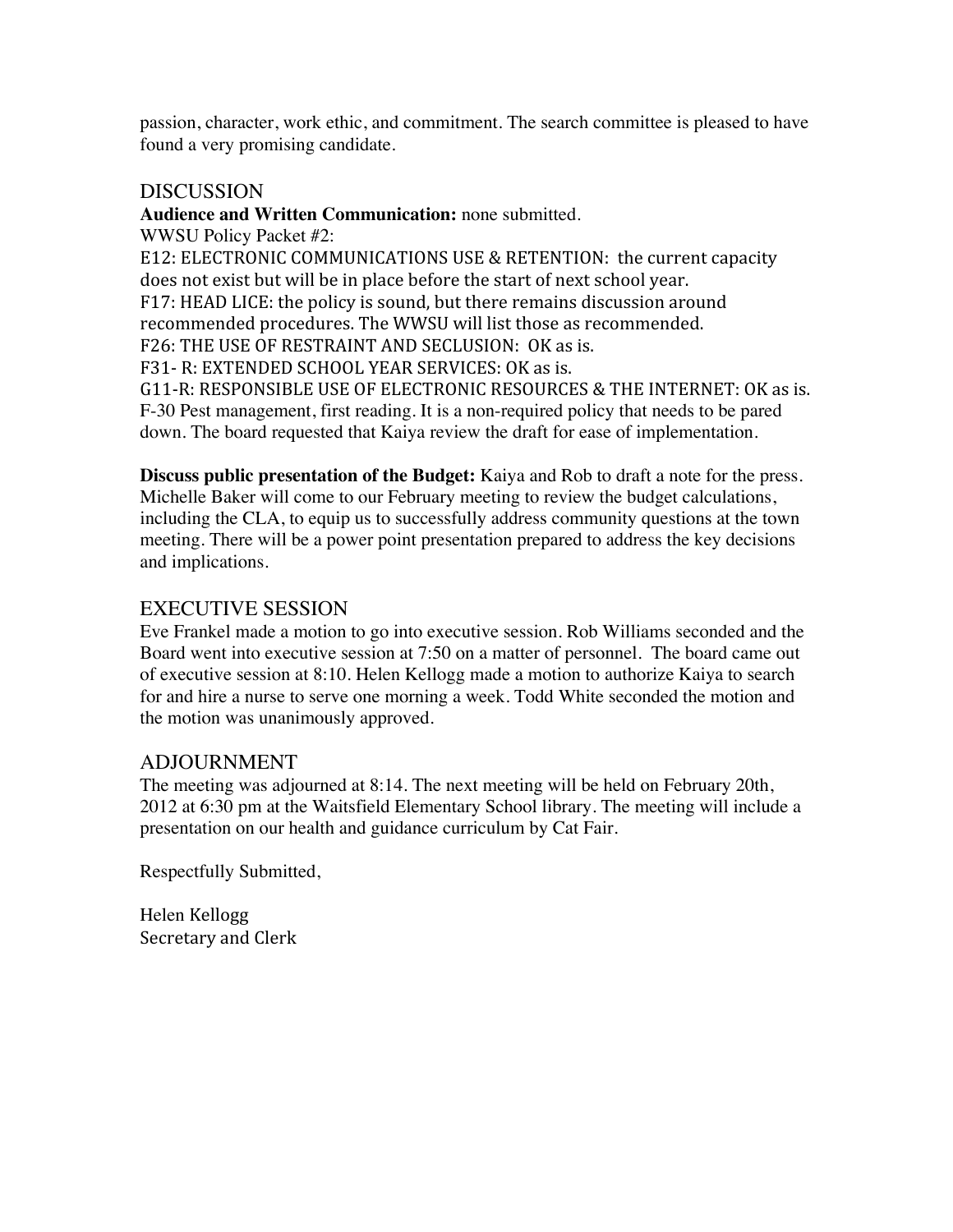passion, character, work ethic, and commitment. The search committee is pleased to have found a very promising candidate.

## DISCUSSION

**Audience and Written Communication:** none submitted.

WWSU Policy Packet #2:

E12: ELECTRONIC COMMUNICATIONS USE & RETENTION: the current capacity does not exist but will be in place before the start of next school year.

F17: HEAD LICE: the policy is sound, but there remains discussion around recommended procedures. The WWSU will list those as recommended.

F26: THE USE OF RESTRAINT AND SECLUSION: OK as is.

F31- R: EXTENDED SCHOOL YEAR SERVICES: OK as is.

G11-R: RESPONSIBLE USE OF ELECTRONIC RESOURCES & THE INTERNET: OK as is.

F-30 Pest management, first reading. It is a non-required policy that needs to be pared down. The board requested that Kaiya review the draft for ease of implementation.

**Discuss public presentation of the Budget:** Kaiya and Rob to draft a note for the press. Michelle Baker will come to our February meeting to review the budget calculations, including the CLA, to equip us to successfully address community questions at the town meeting. There will be a power point presentation prepared to address the key decisions and implications.

## EXECUTIVE SESSION

Eve Frankel made a motion to go into executive session. Rob Williams seconded and the Board went into executive session at 7:50 on a matter of personnel. The board came out of executive session at 8:10. Helen Kellogg made a motion to authorize Kaiya to search for and hire a nurse to serve one morning a week. Todd White seconded the motion and the motion was unanimously approved.

## ADJOURNMENT

The meeting was adjourned at 8:14. The next meeting will be held on February 20th, 2012 at 6:30 pm at the Waitsfield Elementary School library. The meeting will include a presentation on our health and guidance curriculum by Cat Fair.

Respectfully Submitted,

Helen Kellogg
Secretary and Clerk